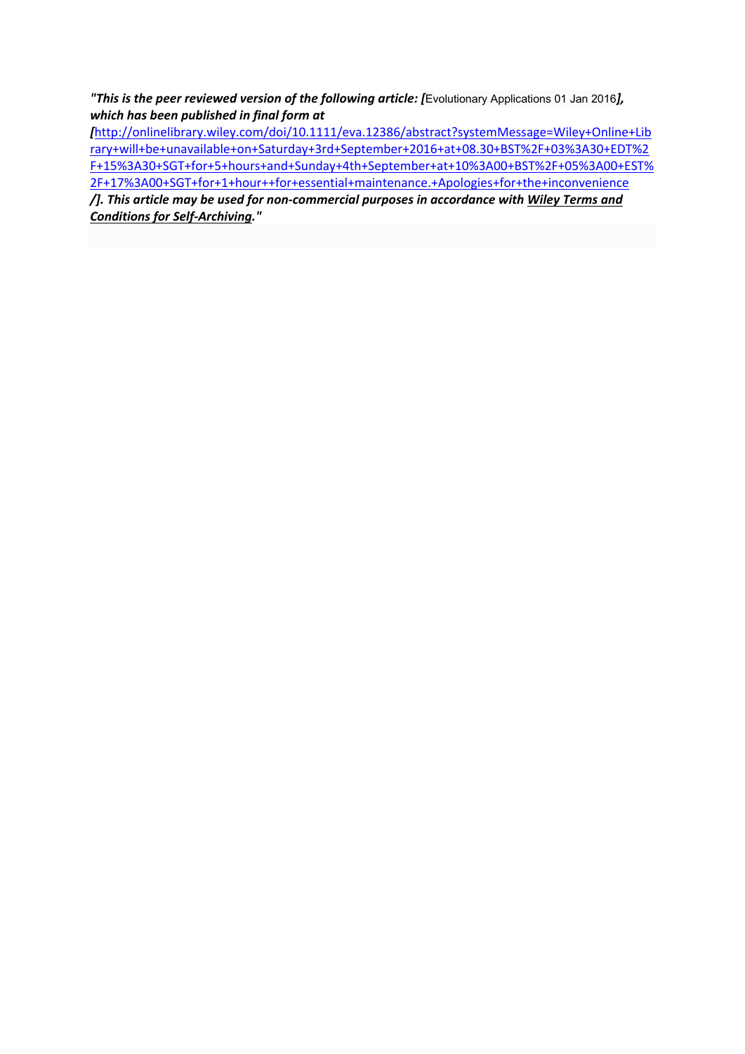***"This is the peer reviewed version of the following article: [**Evolutionary Applications 01 Jan 2016**], which has been published in final form at [**[http://onlinelibrary.wiley.com/doi/10.1111/eva.12386/abstract?systemMessage=Wiley+Online+Library+will+be+unavailable+on+Saturday+3rd+September+2016+at+08.30+BST%2F+03%3A30+EDT%2F+15%3A30+SGT+for+5+hours+and+Sunday+4th+September+at+10%3A00+BST%2F+05%3A00+EST%2F+17%3A00+SGT+for+1+hour++for+essential+maintenance.+Apologies+for+the+inconvenience](http://onlinelibrary.wiley.com/doi/10.1111/eva.12386/abstract?systemMessage=Wiley+Online+Library+will+be+unavailable+on+Saturday+3rd+September+2016+at+08.30+BST%2F+03%3A30+EDT%2F+15%3A30+SGT+for+5+hours+and+Sunday+4th+September+at+10%3A00+BST%2F+05%3A00+EST%2F+17%3A00+SGT+for+1+hour++for+essential+maintenance.+Apologies+for+the+inconvenience)***/]. This article may be used for non-commercial purposes in accordance with Wiley Terms and Conditions for Self-Archiving."***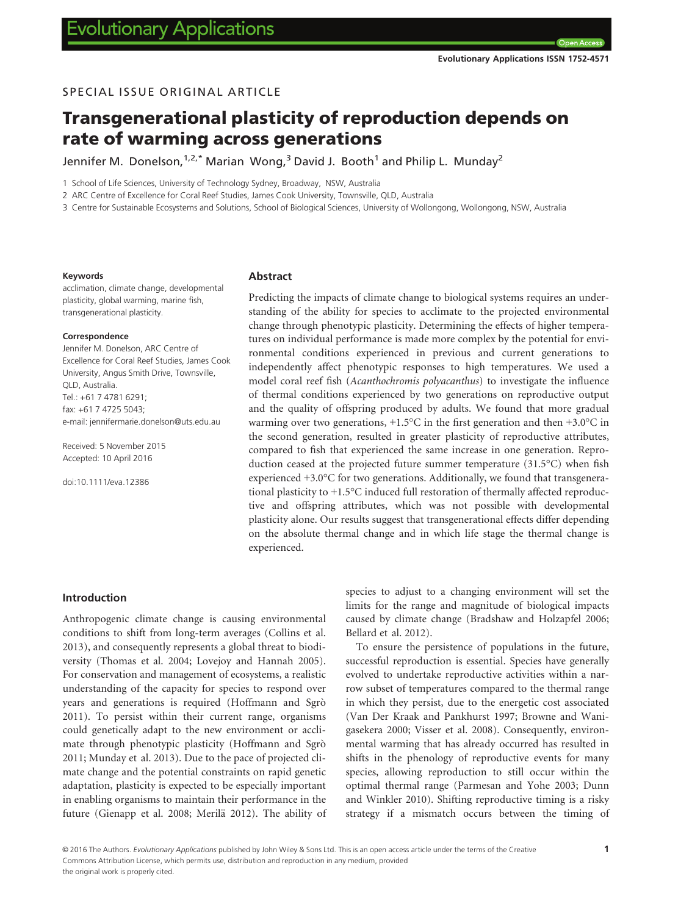## SPECIAL ISSUE ORIGINAL ARTICLE

# Transgenerational plasticity of reproduction depends on rate of warming across generations

Jennifer M. Donelson,[1,2,*] Marian Wong,[3] David J. Booth[1] and Philip L. Munday[2]

1 School of Life Sciences, University of Technology Sydney, Broadway, NSW, Australia

2 ARC Centre of Excellence for Coral Reef Studies, James Cook University, Townsville, QLD, Australia

3 Centre for Sustainable Ecosystems and Solutions, School of Biological Sciences, University of Wollongong, Wollongong, NSW, Australia

#### Keywords

acclimation, climate change, developmental plasticity, global warming, marine fish, transgenerational plasticity.

#### Correspondence

Jennifer M. Donelson, ARC Centre of Excellence for Coral Reef Studies, James Cook University, Angus Smith Drive, Townsville, QLD, Australia.
Tel.: +61 7 4781 6291;
fax: +61 7 4725 5043;
e-mail: jennifermarie.donelson@uts.edu.au

Received: 5 November 2015
Accepted: 10 April 2016

doi:10.1111/eva.12386

### Abstract

Predicting the impacts of climate change to biological systems requires an understanding of the ability for species to acclimate to the projected environmental change through phenotypic plasticity. Determining the effects of higher temperatures on individual performance is made more complex by the potential for environmental conditions experienced in previous and current generations to independently affect phenotypic responses to high temperatures. We used a model coral reef fish (*Acanthochromis polyacanthus*) to investigate the influence of thermal conditions experienced by two generations on reproductive output and the quality of offspring produced by adults. We found that more gradual warming over two generations, +1.5°C in the first generation and then +3.0°C in the second generation, resulted in greater plasticity of reproductive attributes, compared to fish that experienced the same increase in one generation. Reproduction ceased at the projected future summer temperature (31.5°C) when fish experienced +3.0°C for two generations. Additionally, we found that transgenerational plasticity to +1.5°C induced full restoration of thermally affected reproductive and offspring attributes, which was not possible with developmental plasticity alone. Our results suggest that transgenerational effects differ depending on the absolute thermal change and in which life stage the thermal change is experienced.

### Introduction

Anthropogenic climate change is causing environmental conditions to shift from long-term averages (Collins et al. 2013), and consequently represents a global threat to biodiversity (Thomas et al. 2004; Lovejoy and Hannah 2005). For conservation and management of ecosystems, a realistic understanding of the capacity for species to respond over years and generations is required (Hoffmann and Sgrò 2011). To persist within their current range, organisms could genetically adapt to the new environment or acclimate through phenotypic plasticity (Hoffmann and Sgrò 2011; Munday et al. 2013). Due to the pace of projected climate change and the potential constraints on rapid genetic adaptation, plasticity is expected to be especially important in enabling organisms to maintain their performance in the future (Gienapp et al. 2008; Merilä 2012). The ability of species to adjust to a changing environment will set the limits for the range and magnitude of biological impacts caused by climate change (Bradshaw and Holzapfel 2006; Bellard et al. 2012).

To ensure the persistence of populations in the future, successful reproduction is essential. Species have generally evolved to undertake reproductive activities within a narrow subset of temperatures compared to the thermal range in which they persist, due to the energetic cost associated (Van Der Kraak and Pankhurst 1997; Browne and Wanigasekera 2000; Visser et al. 2008). Consequently, environmental warming that has already occurred has resulted in shifts in the phenology of reproductive events for many species, allowing reproduction to still occur within the optimal thermal range (Parmesan and Yohe 2003; Dunn and Winkler 2010). Shifting reproductive timing is a risky strategy if a mismatch occurs between the timing of

© 2016 The Authors. *Evolutionary Applications* published by John Wiley & Sons Ltd. This is an open access article under the terms of the Creative Commons Attribution License, which permits use, distribution and reproduction in any medium, provided the original work is properly cited.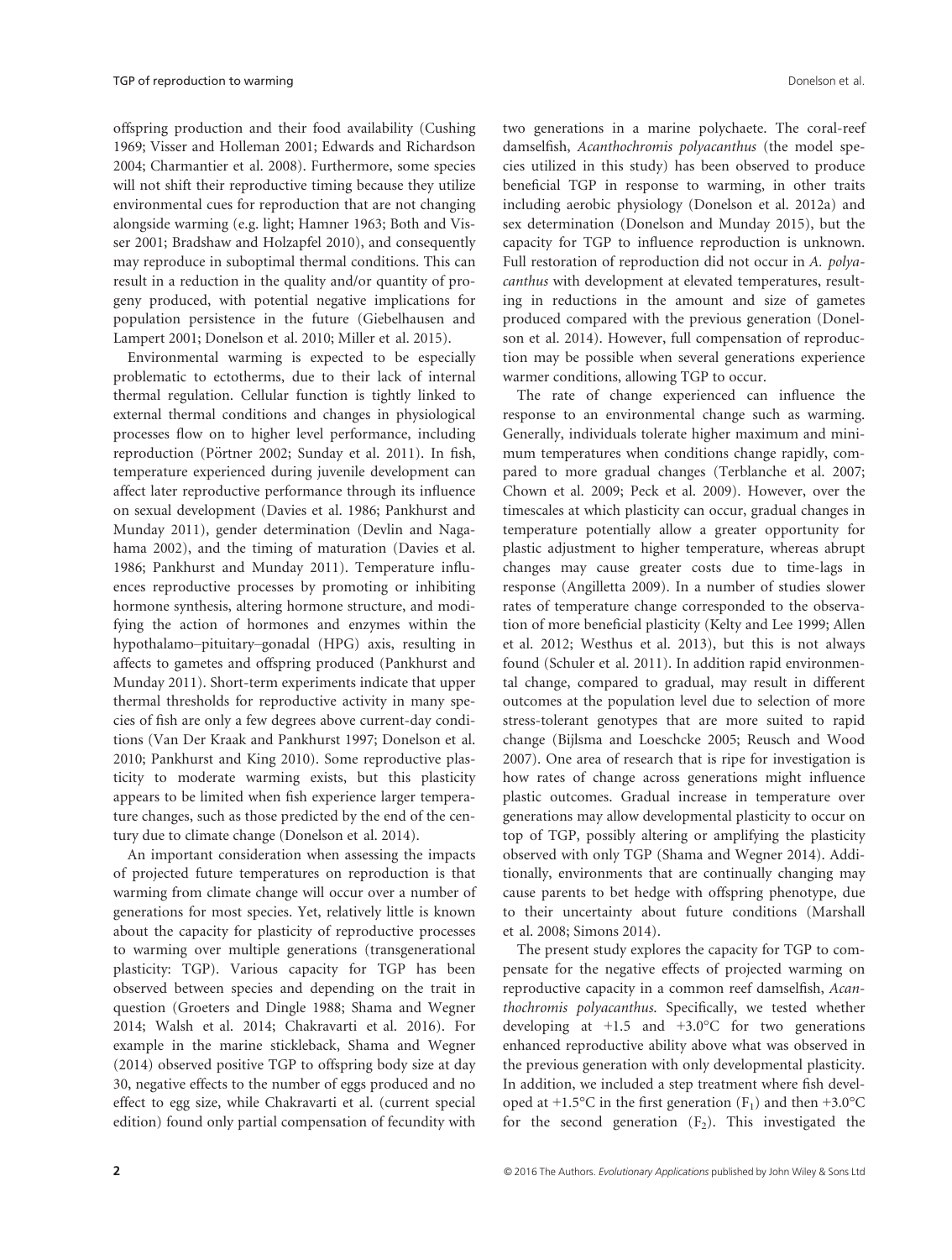offspring production and their food availability (Cushing 1969; Visser and Holleman 2001; Edwards and Richardson 2004; Charmantier et al. 2008). Furthermore, some species will not shift their reproductive timing because they utilize environmental cues for reproduction that are not changing alongside warming (e.g. light; Hamner 1963; Both and Visser 2001; Bradshaw and Holzapfel 2010), and consequently may reproduce in suboptimal thermal conditions. This can result in a reduction in the quality and/or quantity of progeny produced, with potential negative implications for population persistence in the future (Giebelhausen and Lampert 2001; Donelson et al. 2010; Miller et al. 2015).

Environmental warming is expected to be especially problematic to ectotherms, due to their lack of internal thermal regulation. Cellular function is tightly linked to external thermal conditions and changes in physiological processes flow on to higher level performance, including reproduction (Pörtner 2002; Sunday et al. 2011). In fish, temperature experienced during juvenile development can affect later reproductive performance through its influence on sexual development (Davies et al. 1986; Pankhurst and Munday 2011), gender determination (Devlin and Nagahama 2002), and the timing of maturation (Davies et al. 1986; Pankhurst and Munday 2011). Temperature influences reproductive processes by promoting or inhibiting hormone synthesis, altering hormone structure, and modifying the action of hormones and enzymes within the hypothalamo–pituitary–gonadal (HPG) axis, resulting in affects to gametes and offspring produced (Pankhurst and Munday 2011). Short-term experiments indicate that upper thermal thresholds for reproductive activity in many species of fish are only a few degrees above current-day conditions (Van Der Kraak and Pankhurst 1997; Donelson et al. 2010; Pankhurst and King 2010). Some reproductive plasticity to moderate warming exists, but this plasticity appears to be limited when fish experience larger temperature changes, such as those predicted by the end of the century due to climate change (Donelson et al. 2014).

An important consideration when assessing the impacts of projected future temperatures on reproduction is that warming from climate change will occur over a number of generations for most species. Yet, relatively little is known about the capacity for plasticity of reproductive processes to warming over multiple generations (transgenerational plasticity: TGP). Various capacity for TGP has been observed between species and depending on the trait in question (Groeters and Dingle 1988; Shama and Wegner 2014; Walsh et al. 2014; Chakravarti et al. 2016). For example in the marine stickleback, Shama and Wegner (2014) observed positive TGP to offspring body size at day 30, negative effects to the number of eggs produced and no effect to egg size, while Chakravarti et al. (current special edition) found only partial compensation of fecundity with two generations in a marine polychaete. The coral-reef damselfish, *Acanthochromis polyacanthus* (the model species utilized in this study) has been observed to produce beneficial TGP in response to warming, in other traits including aerobic physiology (Donelson et al. 2012a) and sex determination (Donelson and Munday 2015), but the capacity for TGP to influence reproduction is unknown. Full restoration of reproduction did not occur in *A. polyacanthus* with development at elevated temperatures, resulting in reductions in the amount and size of gametes produced compared with the previous generation (Donelson et al. 2014). However, full compensation of reproduction may be possible when several generations experience warmer conditions, allowing TGP to occur.

The rate of change experienced can influence the response to an environmental change such as warming. Generally, individuals tolerate higher maximum and minimum temperatures when conditions change rapidly, compared to more gradual changes (Terblanche et al. 2007; Chown et al. 2009; Peck et al. 2009). However, over the timescales at which plasticity can occur, gradual changes in temperature potentially allow a greater opportunity for plastic adjustment to higher temperature, whereas abrupt changes may cause greater costs due to time-lags in response (Angilletta 2009). In a number of studies slower rates of temperature change corresponded to the observation of more beneficial plasticity (Kelty and Lee 1999; Allen et al. 2012; Westhus et al. 2013), but this is not always found (Schuler et al. 2011). In addition rapid environmental change, compared to gradual, may result in different outcomes at the population level due to selection of more stress-tolerant genotypes that are more suited to rapid change (Bijlsma and Loeschcke 2005; Reusch and Wood 2007). One area of research that is ripe for investigation is how rates of change across generations might influence plastic outcomes. Gradual increase in temperature over generations may allow developmental plasticity to occur on top of TGP, possibly altering or amplifying the plasticity observed with only TGP (Shama and Wegner 2014). Additionally, environments that are continually changing may cause parents to bet hedge with offspring phenotype, due to their uncertainty about future conditions (Marshall et al. 2008; Simons 2014).

The present study explores the capacity for TGP to compensate for the negative effects of projected warming on reproductive capacity in a common reef damselfish, *Acanthochromis polyacanthus*. Specifically, we tested whether developing at +1.5 and +3.0°C for two generations enhanced reproductive ability above what was observed in the previous generation with only developmental plasticity. In addition, we included a step treatment where fish developed at +1.5°C in the first generation ($F_1$) and then +3.0°C for the second generation ($F_2$). This investigated the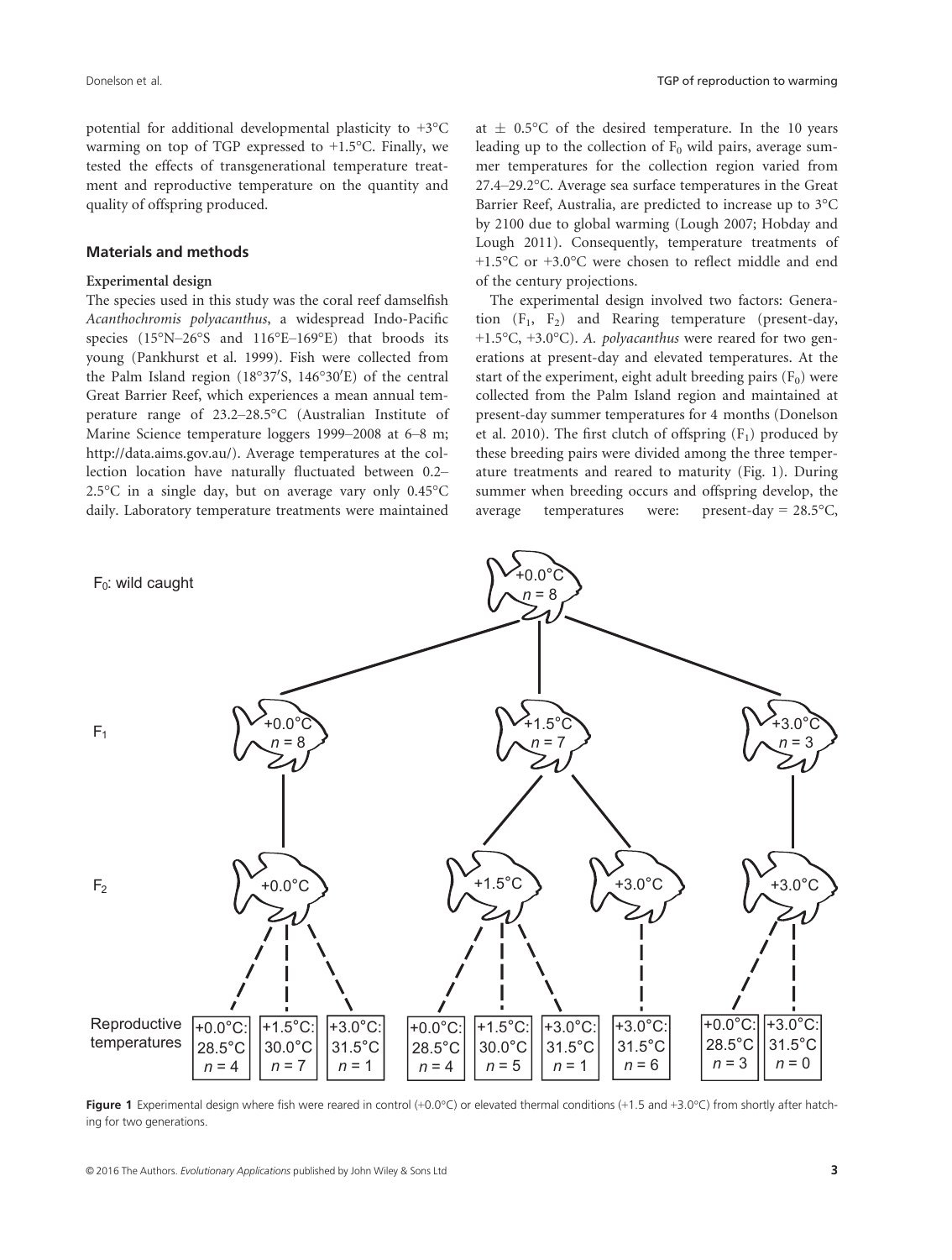potential for additional developmental plasticity to +3°C warming on top of TGP expressed to +1.5°C. Finally, we tested the effects of transgenerational temperature treatment and reproductive temperature on the quantity and quality of offspring produced.

## Materials and methods

### Experimental design

The species used in this study was the coral reef damselfish *Acanthochromis polyacanthus*, a widespread Indo-Pacific species (15°N–26°S and 116°E–169°E) that broods its young (Pankhurst et al. 1999). Fish were collected from the Palm Island region (18°37′S, 146°30′E) of the central Great Barrier Reef, which experiences a mean annual temperature range of 23.2–28.5°C (Australian Institute of Marine Science temperature loggers 1999–2008 at 6–8 m; http://data.aims.gov.au/). Average temperatures at the collection location have naturally fluctuated between 0.2–2.5°C in a single day, but on average vary only 0.45°C daily. Laboratory temperature treatments were maintained at ± 0.5°C of the desired temperature. In the 10 years leading up to the collection of $F_0$ wild pairs, average summer temperatures for the collection region varied from 27.4–29.2°C. Average sea surface temperatures in the Great Barrier Reef, Australia, are predicted to increase up to 3°C by 2100 due to global warming (Lough 2007; Hobday and Lough 2011). Consequently, temperature treatments of +1.5°C or +3.0°C were chosen to reflect middle and end of the century projections.

The experimental design involved two factors: Generation ($F_1$, $F_2$) and Rearing temperature (present-day, +1.5°C, +3.0°C). *A. polyacanthus* were reared for two generations at present-day and elevated temperatures. At the start of the experiment, eight adult breeding pairs ($F_0$) were collected from the Palm Island region and maintained at present-day summer temperatures for 4 months (Donelson et al. 2010). The first clutch of offspring ($F_1$) produced by these breeding pairs were divided among the three temperature treatments and reared to maturity (Fig. 1). During summer when breeding occurs and offspring develop, the average temperatures were: present-day = 28.5°C,

**Figure 1** Experimental design where fish were reared in control (+0.0°C) or elevated thermal conditions (+1.5 and +3.0°C) from shortly after hatching for two generations.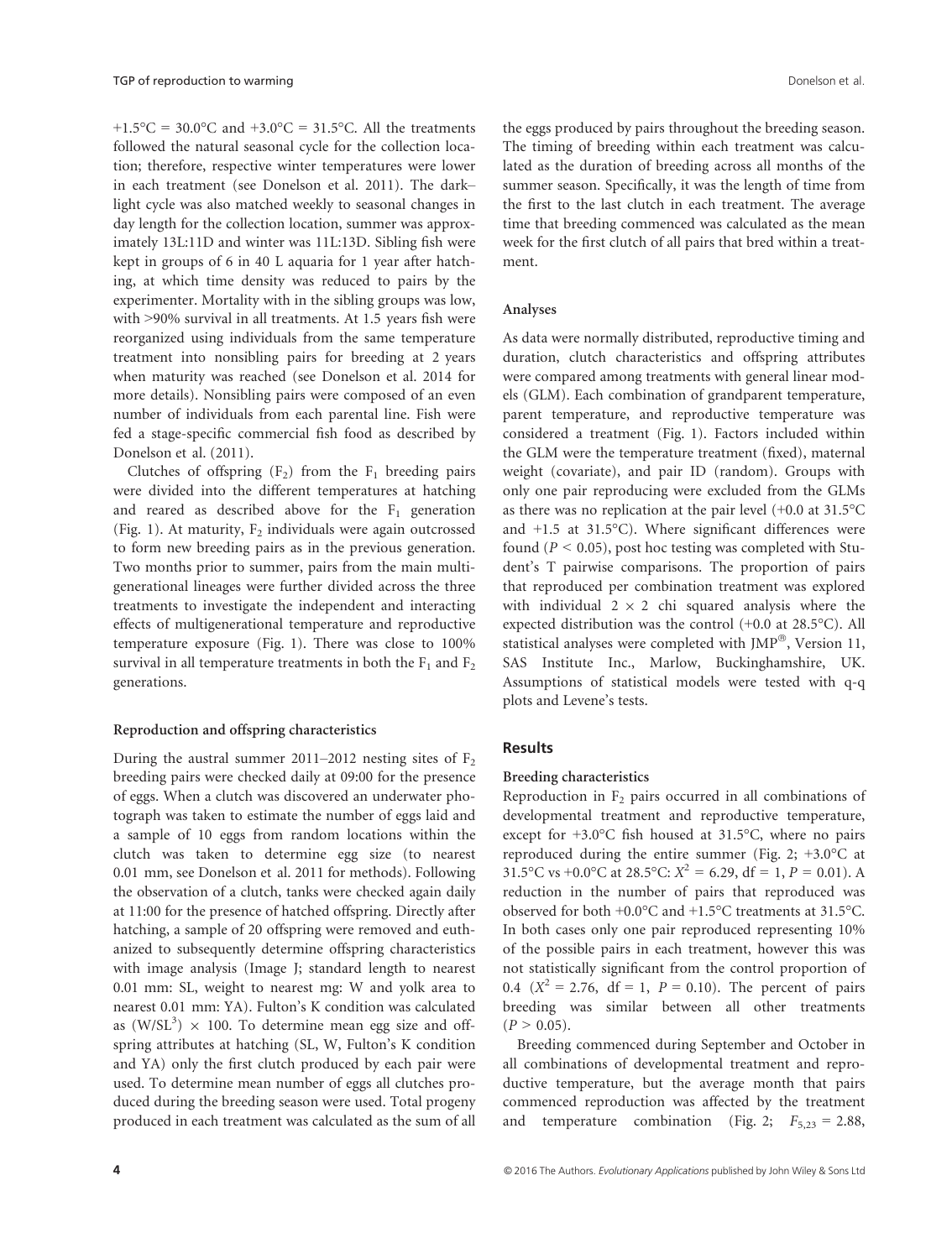+1.5°C = 30.0°C and +3.0°C = 31.5°C. All the treatments followed the natural seasonal cycle for the collection location; therefore, respective winter temperatures were lower in each treatment (see Donelson et al. 2011). The dark–light cycle was also matched weekly to seasonal changes in day length for the collection location, summer was approximately 13L:11D and winter was 11L:13D. Sibling fish were kept in groups of 6 in 40 L aquaria for 1 year after hatching, at which time density was reduced to pairs by the experimenter. Mortality with in the sibling groups was low, with >90% survival in all treatments. At 1.5 years fish were reorganized using individuals from the same temperature treatment into nonsibling pairs for breeding at 2 years when maturity was reached (see Donelson et al. 2014 for more details). Nonsibling pairs were composed of an even number of individuals from each parental line. Fish were fed a stage-specific commercial fish food as described by Donelson et al. (2011).

Clutches of offspring ($F_2$) from the $F_1$ breeding pairs were divided into the different temperatures at hatching and reared as described above for the $F_1$ generation (Fig. 1). At maturity, $F_2$ individuals were again outcrossed to form new breeding pairs as in the previous generation. Two months prior to summer, pairs from the main multigenerational lineages were further divided across the three treatments to investigate the independent and interacting effects of multigenerational temperature and reproductive temperature exposure (Fig. 1). There was close to 100% survival in all temperature treatments in both the $F_1$ and $F_2$ generations.

#### Reproduction and offspring characteristics

During the austral summer 2011–2012 nesting sites of $F_2$ breeding pairs were checked daily at 09:00 for the presence of eggs. When a clutch was discovered an underwater photograph was taken to estimate the number of eggs laid and a sample of 10 eggs from random locations within the clutch was taken to determine egg size (to nearest 0.01 mm, see Donelson et al. 2011 for methods). Following the observation of a clutch, tanks were checked again daily at 11:00 for the presence of hatched offspring. Directly after hatching, a sample of 20 offspring were removed and euthanized to subsequently determine offspring characteristics with image analysis (Image J; standard length to nearest 0.01 mm: SL, weight to nearest mg: W and yolk area to nearest 0.01 mm: YA). Fulton's K condition was calculated as $(W/SL^3) \times 100$. To determine mean egg size and offspring attributes at hatching (SL, W, Fulton's K condition and YA) only the first clutch produced by each pair were used. To determine mean number of eggs all clutches produced during the breeding season were used. Total progeny produced in each treatment was calculated as the sum of all the eggs produced by pairs throughout the breeding season. The timing of breeding within each treatment was calculated as the duration of breeding across all months of the summer season. Specifically, it was the length of time from the first to the last clutch in each treatment. The average time that breeding commenced was calculated as the mean week for the first clutch of all pairs that bred within a treatment.

#### Analyses

As data were normally distributed, reproductive timing and duration, clutch characteristics and offspring attributes were compared among treatments with general linear models (GLM). Each combination of grandparent temperature, parent temperature, and reproductive temperature was considered a treatment (Fig. 1). Factors included within the GLM were the temperature treatment (fixed), maternal weight (covariate), and pair ID (random). Groups with only one pair reproducing were excluded from the GLMs as there was no replication at the pair level (+0.0 at 31.5°C and +1.5 at 31.5°C). Where significant differences were found ($P < 0.05$), post hoc testing was completed with Student's T pairwise comparisons. The proportion of pairs that reproduced per combination treatment was explored with individual 2 × 2 chi squared analysis where the expected distribution was the control (+0.0 at 28.5°C). All statistical analyses were completed with JMP®, Version 11, SAS Institute Inc., Marlow, Buckinghamshire, UK. Assumptions of statistical models were tested with q-q plots and Levene's tests.

## Results

#### Breeding characteristics

Reproduction in $F_2$ pairs occurred in all combinations of developmental treatment and reproductive temperature, except for +3.0°C fish housed at 31.5°C, where no pairs reproduced during the entire summer (Fig. 2; +3.0°C at 31.5°C vs +0.0°C at 28.5°C: $X^2 = 6.29$, df = 1, $P = 0.01$). A reduction in the number of pairs that reproduced was observed for both +0.0°C and +1.5°C treatments at 31.5°C. In both cases only one pair reproduced representing 10% of the possible pairs in each treatment, however this was not statistically significant from the control proportion of 0.4 ($X^2 = 2.76$, df = 1, $P = 0.10$). The percent of pairs breeding was similar between all other treatments ($P > 0.05$).

Breeding commenced during September and October in all combinations of developmental treatment and reproductive temperature, but the average month that pairs commenced reproduction was affected by the treatment and temperature combination (Fig. 2; $F_{5,23} = 2.88$,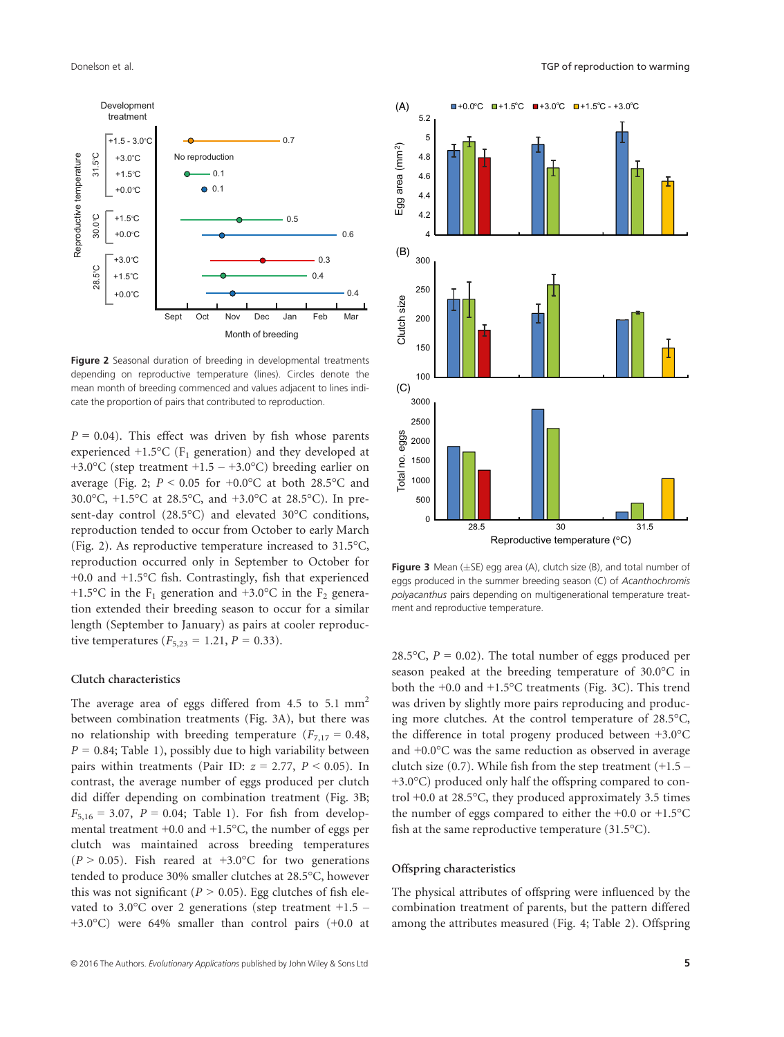Figure 2 Seasonal duration of breeding in developmental treatments depending on reproductive temperature (lines). Circles denote the mean month of breeding commenced and values adjacent to lines indicate the proportion of pairs that contributed to reproduction.

$P = 0.04$). This effect was driven by fish whose parents experienced +1.5°C ($F_1$ generation) and they developed at +3.0°C (step treatment +1.5 – +3.0°C) breeding earlier on average (Fig. 2; $P < 0.05$ for +0.0°C at both 28.5°C and 30.0°C, +1.5°C at 28.5°C, and +3.0°C at 28.5°C). In present-day control (28.5°C) and elevated 30°C conditions, reproduction tended to occur from October to early March (Fig. 2). As reproductive temperature increased to 31.5°C, reproduction occurred only in September to October for +0.0 and +1.5°C fish. Contrastingly, fish that experienced +1.5°C in the $F_1$ generation and +3.0°C in the $F_2$ generation extended their breeding season to occur for a similar length (September to January) as pairs at cooler reproductive temperatures ($F_{5,23} = 1.21$, $P = 0.33$).

### Clutch characteristics

The average area of eggs differed from 4.5 to 5.1 mm$^2$ between combination treatments (Fig. 3A), but there was no relationship with breeding temperature ($F_{7,17} = 0.48$, $P = 0.84$; Table 1), possibly due to high variability between pairs within treatments (Pair ID: $z = 2.77$, $P < 0.05$). In contrast, the average number of eggs produced per clutch did differ depending on combination treatment (Fig. 3B; $F_{5,16} = 3.07$, $P = 0.04$; Table 1). For fish from developmental treatment +0.0 and +1.5°C, the number of eggs per clutch was maintained across breeding temperatures ($P > 0.05$). Fish reared at +3.0°C for two generations tended to produce 30% smaller clutches at 28.5°C, however this was not significant ($P > 0.05$). Egg clutches of fish elevated to 3.0°C over 2 generations (step treatment +1.5 – +3.0°C) were 64% smaller than control pairs (+0.0 at 28.5°C, $P = 0.02$). The total number of eggs produced per season peaked at the breeding temperature of 30.0°C in both the +0.0 and +1.5°C treatments (Fig. 3C). This trend was driven by slightly more pairs reproducing and producing more clutches. At the control temperature of 28.5°C, the difference in total progeny produced between +3.0°C and +0.0°C was the same reduction as observed in average clutch size (0.7). While fish from the step treatment (+1.5 – +3.0°C) produced only half the offspring compared to control +0.0 at 28.5°C, they produced approximately 3.5 times the number of eggs compared to either the +0.0 or +1.5°C fish at the same reproductive temperature (31.5°C).

Figure 3 Mean (±SE) egg area (A), clutch size (B), and total number of eggs produced in the summer breeding season (C) of *Acanthochromis polyacanthus* pairs depending on multigenerational temperature treatment and reproductive temperature.

### Offspring characteristics

The physical attributes of offspring were influenced by the combination treatment of parents, but the pattern differed among the attributes measured (Fig. 4; Table 2). Offspring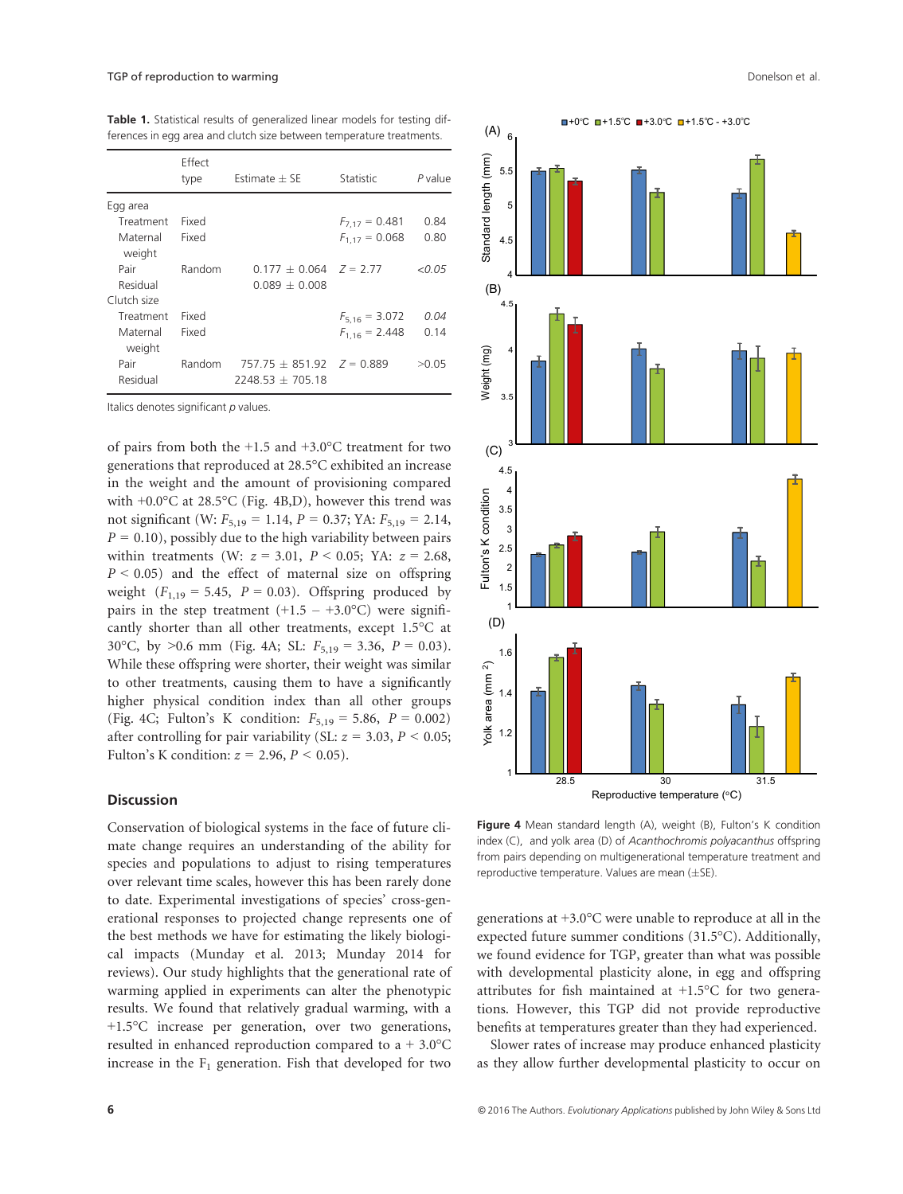**Table 1.** Statistical results of generalized linear models for testing differences in egg area and clutch size between temperature treatments.

| | Effect type | Estimate ± SE | Statistic | *P* value |
|---|---|---|---|---|
| Egg area | | | | |
| Treatment | Fixed | | $F_{7,17} = 0.481$ | 0.84 |
| Maternal weight | Fixed | | $F_{1,17} = 0.068$ | 0.80 |
| Pair | Random | 0.177 ± 0.064 | $Z = 2.77$ | *<0.05* |
| Residual | | 0.089 ± 0.008 | | |
| Clutch size | | | | |
| Treatment | Fixed | | $F_{5,16} = 3.072$ | *0.04* |
| Maternal weight | Fixed | | $F_{1,16} = 2.448$ | 0.14 |
| Pair | Random | 757.75 ± 851.92 | $Z = 0.889$ | >0.05 |
| Residual | | 2248.53 ± 705.18 | | |

Italics denotes significant *p* values.

of pairs from both the +1.5 and +3.0°C treatment for two generations that reproduced at 28.5°C exhibited an increase in the weight and the amount of provisioning compared with +0.0°C at 28.5°C (Fig. 4B,D), however this trend was not significant (W: $F_{5,19} = 1.14$, $P = 0.37$; YA: $F_{5,19} = 2.14$, $P = 0.10$), possibly due to the high variability between pairs within treatments (W: $z = 3.01$, $P < 0.05$; YA: $z = 2.68$, $P < 0.05$) and the effect of maternal size on offspring weight ($F_{1,19} = 5.45$, $P = 0.03$). Offspring produced by pairs in the step treatment (+1.5 – +3.0°C) were significantly shorter than all other treatments, except 1.5°C at 30°C, by >0.6 mm (Fig. 4A; SL: $F_{5,19} = 3.36$, $P = 0.03$). While these offspring were shorter, their weight was similar to other treatments, causing them to have a significantly higher physical condition index than all other groups (Fig. 4C; Fulton's K condition: $F_{5,19} = 5.86$, $P = 0.002$) after controlling for pair variability (SL: $z = 3.03$, $P < 0.05$; Fulton's K condition: $z = 2.96$, $P < 0.05$).

**Figure 4** Mean standard length (A), weight (B), Fulton's K condition index (C), and yolk area (D) of *Acanthochromis polyacanthus* offspring from pairs depending on multigenerational temperature treatment and reproductive temperature. Values are mean (±SE).

## Discussion

Conservation of biological systems in the face of future climate change requires an understanding of the ability for species and populations to adjust to rising temperatures over relevant time scales, however this has been rarely done to date. Experimental investigations of species' cross-generational responses to projected change represents one of the best methods we have for estimating the likely biological impacts (Munday et al. 2013; Munday 2014 for reviews). Our study highlights that the generational rate of warming applied in experiments can alter the phenotypic results. We found that relatively gradual warming, with a +1.5°C increase per generation, over two generations, resulted in enhanced reproduction compared to a + 3.0°C increase in the $F_1$ generation. Fish that developed for two generations at +3.0°C were unable to reproduce at all in the expected future summer conditions (31.5°C). Additionally, we found evidence for TGP, greater than what was possible with developmental plasticity alone, in egg and offspring attributes for fish maintained at +1.5°C for two generations. However, this TGP did not provide reproductive benefits at temperatures greater than they had experienced.

Slower rates of increase may produce enhanced plasticity as they allow further developmental plasticity to occur on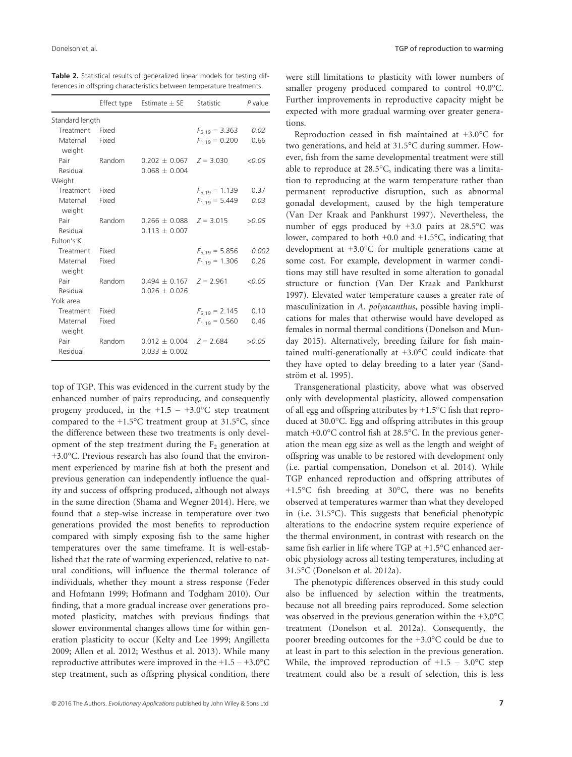**Table 2.** Statistical results of generalized linear models for testing differences in offspring characteristics between temperature treatments.

| | Effect type | Estimate ± SE | Statistic | *P* value |
|---|---|---|---|---|
| Standard length | | | | |
| Treatment | Fixed | | $F_{5,19} = 3.363$ | *0.02* |
| Maternal weight | Fixed | | $F_{1,19} = 0.200$ | 0.66 |
| Pair | Random | 0.202 ± 0.067 | $Z = 3.030$ | *<0.05* |
| Residual | | 0.068 ± 0.004 | | |
| Weight | | | | |
| Treatment | Fixed | | $F_{5,19} = 1.139$ | 0.37 |
| Maternal weight | Fixed | | $F_{1,19} = 5.449$ | *0.03* |
| Pair | Random | 0.266 ± 0.088 | $Z = 3.015$ | >0.05 |
| Residual | | 0.113 ± 0.007 | | |
| Fulton's K | | | | |
| Treatment | Fixed | | $F_{5,19} = 5.856$ | *0.002* |
| Maternal weight | Fixed | | $F_{1,19} = 1.306$ | 0.26 |
| Pair | Random | 0.494 ± 0.167 | $Z = 2.961$ | *<0.05* |
| Residual | | 0.026 ± 0.026 | | |
| Yolk area | | | | |
| Treatment | Fixed | | $F_{5,19} = 2.145$ | 0.10 |
| Maternal weight | Fixed | | $F_{1,19} = 0.560$ | 0.46 |
| Pair | Random | 0.012 ± 0.004 | $Z = 2.684$ | >0.05 |
| Residual | | 0.033 ± 0.002 | | |

top of TGP. This was evidenced in the current study by the enhanced number of pairs reproducing, and consequently progeny produced, in the +1.5 – +3.0°C step treatment compared to the +1.5°C treatment group at 31.5°C, since the difference between these two treatments is only development of the step treatment during the $F_2$ generation at +3.0°C. Previous research has also found that the environment experienced by marine fish at both the present and previous generation can independently influence the quality and success of offspring produced, although not always in the same direction (Shama and Wegner 2014). Here, we found that a step-wise increase in temperature over two generations provided the most benefits to reproduction compared with simply exposing fish to the same higher temperatures over the same timeframe. It is well-established that the rate of warming experienced, relative to natural conditions, will influence the thermal tolerance of individuals, whether they mount a stress response (Feder and Hofmann 1999; Hofmann and Todgham 2010). Our finding, that a more gradual increase over generations promoted plasticity, matches with previous findings that slower environmental changes allows time for within generation plasticity to occur (Kelty and Lee 1999; Angilletta 2009; Allen et al. 2012; Westhus et al. 2013). While many reproductive attributes were improved in the +1.5 – +3.0°C step treatment, such as offspring physical condition, there were still limitations to plasticity with lower numbers of smaller progeny produced compared to control +0.0°C. Further improvements in reproductive capacity might be expected with more gradual warming over greater generations.

Reproduction ceased in fish maintained at +3.0°C for two generations, and held at 31.5°C during summer. However, fish from the same developmental treatment were still able to reproduce at 28.5°C, indicating there was a limitation to reproducing at the warm temperature rather than permanent reproductive disruption, such as abnormal gonadal development, caused by the high temperature (Van Der Kraak and Pankhurst 1997). Nevertheless, the number of eggs produced by +3.0 pairs at 28.5°C was lower, compared to both +0.0 and +1.5°C, indicating that development at +3.0°C for multiple generations came at some cost. For example, development in warmer conditions may still have resulted in some alteration to gonadal structure or function (Van Der Kraak and Pankhurst 1997). Elevated water temperature causes a greater rate of masculinization in *A. polyacanthus*, possible having implications for males that otherwise would have developed as females in normal thermal conditions (Donelson and Munday 2015). Alternatively, breeding failure for fish maintained multi-generationally at +3.0°C could indicate that they have opted to delay breeding to a later year (Sandström et al. 1995).

Transgenerational plasticity, above what was observed only with developmental plasticity, allowed compensation of all egg and offspring attributes by +1.5°C fish that reproduced at 30.0°C. Egg and offspring attributes in this group match +0.0°C control fish at 28.5°C. In the previous generation the mean egg size as well as the length and weight of offspring was unable to be restored with development only (i.e. partial compensation, Donelson et al. 2014). While TGP enhanced reproduction and offspring attributes of +1.5°C fish breeding at 30°C, there was no benefits observed at temperatures warmer than what they developed in (i.e. 31.5°C). This suggests that beneficial phenotypic alterations to the endocrine system require experience of the thermal environment, in contrast with research on the same fish earlier in life where TGP at +1.5°C enhanced aerobic physiology across all testing temperatures, including at 31.5°C (Donelson et al. 2012a).

The phenotypic differences observed in this study could also be influenced by selection within the treatments, because not all breeding pairs reproduced. Some selection was observed in the previous generation within the +3.0°C treatment (Donelson et al. 2012a). Consequently, the poorer breeding outcomes for the +3.0°C could be due to at least in part to this selection in the previous generation. While, the improved reproduction of +1.5 – 3.0°C step treatment could also be a result of selection, this is less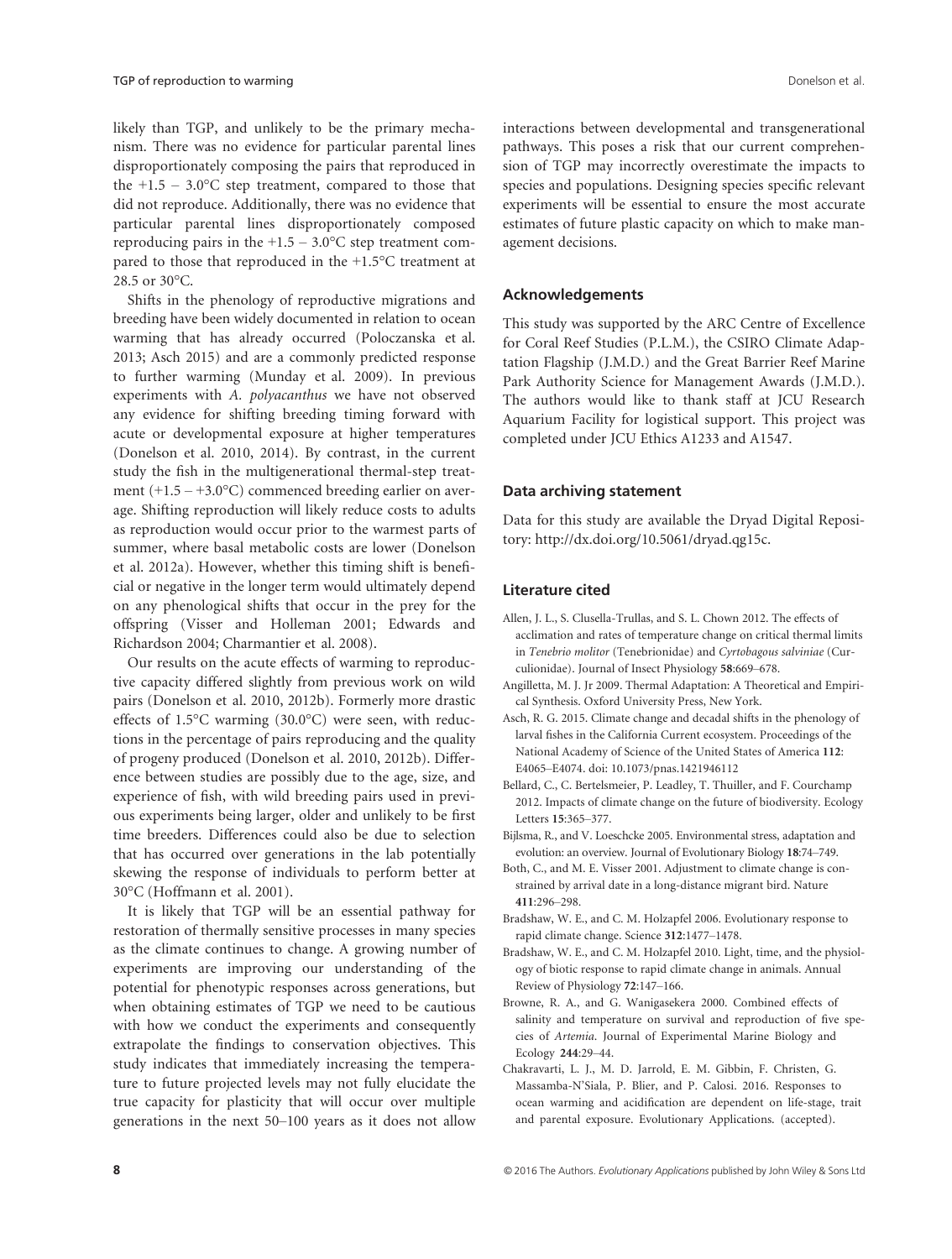likely than TGP, and unlikely to be the primary mechanism. There was no evidence for particular parental lines disproportionately composing the pairs that reproduced in the +1.5 – 3.0°C step treatment, compared to those that did not reproduce. Additionally, there was no evidence that particular parental lines disproportionately composed reproducing pairs in the +1.5 – 3.0°C step treatment compared to those that reproduced in the +1.5°C treatment at 28.5 or 30°C.

Shifts in the phenology of reproductive migrations and breeding have been widely documented in relation to ocean warming that has already occurred (Poloczanska et al. 2013; Asch 2015) and are a commonly predicted response to further warming (Munday et al. 2009). In previous experiments with *A. polyacanthus* we have not observed any evidence for shifting breeding timing forward with acute or developmental exposure at higher temperatures (Donelson et al. 2010, 2014). By contrast, in the current study the fish in the multigenerational thermal-step treatment (+1.5 – +3.0°C) commenced breeding earlier on average. Shifting reproduction will likely reduce costs to adults as reproduction would occur prior to the warmest parts of summer, where basal metabolic costs are lower (Donelson et al. 2012a). However, whether this timing shift is beneficial or negative in the longer term would ultimately depend on any phenological shifts that occur in the prey for the offspring (Visser and Holleman 2001; Edwards and Richardson 2004; Charmantier et al. 2008).

Our results on the acute effects of warming to reproductive capacity differed slightly from previous work on wild pairs (Donelson et al. 2010, 2012b). Formerly more drastic effects of 1.5°C warming (30.0°C) were seen, with reductions in the percentage of pairs reproducing and the quality of progeny produced (Donelson et al. 2010, 2012b). Difference between studies are possibly due to the age, size, and experience of fish, with wild breeding pairs used in previous experiments being larger, older and unlikely to be first time breeders. Differences could also be due to selection that has occurred over generations in the lab potentially skewing the response of individuals to perform better at 30°C (Hoffmann et al. 2001).

It is likely that TGP will be an essential pathway for restoration of thermally sensitive processes in many species as the climate continues to change. A growing number of experiments are improving our understanding of the potential for phenotypic responses across generations, but when obtaining estimates of TGP we need to be cautious with how we conduct the experiments and consequently extrapolate the findings to conservation objectives. This study indicates that immediately increasing the temperature to future projected levels may not fully elucidate the true capacity for plasticity that will occur over multiple generations in the next 50–100 years as it does not allow interactions between developmental and transgenerational pathways. This poses a risk that our current comprehension of TGP may incorrectly overestimate the impacts to species and populations. Designing species specific relevant experiments will be essential to ensure the most accurate estimates of future plastic capacity on which to make management decisions.

## Acknowledgements

This study was supported by the ARC Centre of Excellence for Coral Reef Studies (P.L.M.), the CSIRO Climate Adaptation Flagship (J.M.D.) and the Great Barrier Reef Marine Park Authority Science for Management Awards (J.M.D.). The authors would like to thank staff at JCU Research Aquarium Facility for logistical support. This project was completed under JCU Ethics A1233 and A1547.

## Data archiving statement

Data for this study are available the Dryad Digital Repository: http://dx.doi.org/10.5061/dryad.qg15c.

## Literature cited

Allen, J. L., S. Clusella-Trullas, and S. L. Chown 2012. The effects of acclimation and rates of temperature change on critical thermal limits in *Tenebrio molitor* (Tenebrionidae) and *Cyrtobagous salviniae* (Curculionidae). Journal of Insect Physiology **58**:669–678.

Angilletta, M. J. Jr 2009. Thermal Adaptation: A Theoretical and Empirical Synthesis. Oxford University Press, New York.

Asch, R. G. 2015. Climate change and decadal shifts in the phenology of larval fishes in the California Current ecosystem. Proceedings of the National Academy of Science of the United States of America **112**: E4065–E4074. doi: 10.1073/pnas.1421946112

Bellard, C., C. Bertelsmeier, P. Leadley, T. Thuiller, and F. Courchamp 2012. Impacts of climate change on the future of biodiversity. Ecology Letters **15**:365–377.

Bijlsma, R., and V. Loeschcke 2005. Environmental stress, adaptation and evolution: an overview. Journal of Evolutionary Biology **18**:74–749.

Both, C., and M. E. Visser 2001. Adjustment to climate change is constrained by arrival date in a long-distance migrant bird. Nature **411**:296–298.

Bradshaw, W. E., and C. M. Holzapfel 2006. Evolutionary response to rapid climate change. Science **312**:1477–1478.

Bradshaw, W. E., and C. M. Holzapfel 2010. Light, time, and the physiology of biotic response to rapid climate change in animals. Annual Review of Physiology **72**:147–166.

Browne, R. A., and G. Wanigasekera 2000. Combined effects of salinity and temperature on survival and reproduction of five species of *Artemia*. Journal of Experimental Marine Biology and Ecology **244**:29–44.

Chakravarti, L. J., M. D. Jarrold, E. M. Gibbin, F. Christen, G. Massamba-N'Siala, P. Blier, and P. Calosi. 2016. Responses to ocean warming and acidification are dependent on life-stage, trait and parental exposure. Evolutionary Applications. (accepted).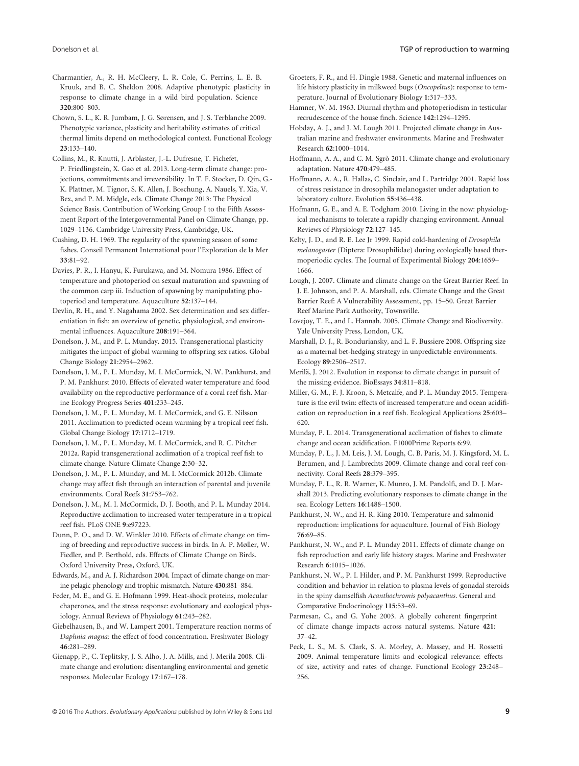Charmantier, A., R. H. McCleery, L. R. Cole, C. Perrins, L. E. B. Kruuk, and B. C. Sheldon 2008. Adaptive phenotypic plasticity in response to climate change in a wild bird population. Science **320**:800–803.

Chown, S. L., K. R. Jumbam, J. G. Sørensen, and J. S. Terblanche 2009. Phenotypic variance, plasticity and heritability estimates of critical thermal limits depend on methodological context. Functional Ecology **23**:133–140.

Collins, M., R. Knutti, J. Arblaster, J.-L. Dufresne, T. Fichefet, P. Friedlingstein, X. Gao et al. 2013. Long-term climate change: projections, commitments and irreversibility. In T. F. Stocker, D. Qin, G.-K. Plattner, M. Tignor, S. K. Allen, J. Boschung, A. Nauels, Y. Xia, V. Bex, and P. M. Midgle, eds. Climate Change 2013: The Physical Science Basis. Contribution of Working Group I to the Fifth Assessment Report of the Intergovernmental Panel on Climate Change, pp. 1029–1136. Cambridge University Press, Cambridge, UK.

Cushing, D. H. 1969. The regularity of the spawning season of some fishes. Conseil Permanent International pour l'Exploration de la Mer **33**:81–92.

Davies, P. R., I. Hanyu, K. Furukawa, and M. Nomura 1986. Effect of temperature and photoperiod on sexual maturation and spawning of the common carp iii. Induction of spawning by manipulating photoperiod and temperature. Aquaculture **52**:137–144.

Devlin, R. H., and Y. Nagahama 2002. Sex determination and sex differentiation in fish: an overview of genetic, physiological, and environmental influences. Aquaculture **208**:191–364.

Donelson, J. M., and P. L. Munday. 2015. Transgenerational plasticity mitigates the impact of global warming to offspring sex ratios. Global Change Biology **21**:2954–2962.

Donelson, J. M., P. L. Munday, M. I. McCormick, N. W. Pankhurst, and P. M. Pankhurst 2010. Effects of elevated water temperature and food availability on the reproductive performance of a coral reef fish. Marine Ecology Progress Series **401**:233–245.

Donelson, J. M., P. L. Munday, M. I. McCormick, and G. E. Nilsson 2011. Acclimation to predicted ocean warming by a tropical reef fish. Global Change Biology **17**:1712–1719.

Donelson, J. M., P. L. Munday, M. I. McCormick, and R. C. Pitcher 2012a. Rapid transgenerational acclimation of a tropical reef fish to climate change. Nature Climate Change **2**:30–32.

Donelson, J. M., P. L. Munday, and M. I. McCormick 2012b. Climate change may affect fish through an interaction of parental and juvenile environments. Coral Reefs **31**:753–762.

Donelson, J. M., M. I. McCormick, D. J. Booth, and P. L. Munday 2014. Reproductive acclimation to increased water temperature in a tropical reef fish. PLoS ONE **9**:e97223.

Dunn, P. O., and D. W. Winkler 2010. Effects of climate change on timing of breeding and reproductive success in birds. In A. P. Møller, W. Fiedler, and P. Berthold, eds. Effects of Climate Change on Birds. Oxford University Press, Oxford, UK.

Edwards, M., and A. J. Richardson 2004. Impact of climate change on marine pelagic phenology and trophic mismatch. Nature **430**:881–884.

Feder, M. E., and G. E. Hofmann 1999. Heat-shock proteins, molecular chaperones, and the stress response: evolutionary and ecological physiology. Annual Reviews of Physiology **61**:243–282.

Giebelhausen, B., and W. Lampert 2001. Temperature reaction norms of *Daphnia magna*: the effect of food concentration. Freshwater Biology **46**:281–289.

Gienapp, P., C. Teplitsky, J. S. Alho, J. A. Mills, and J. Merila 2008. Climate change and evolution: disentangling environmental and genetic responses. Molecular Ecology **17**:167–178.

Groeters, F. R., and H. Dingle 1988. Genetic and maternal influences on life history plasticity in milkweed bugs (*Oncopeltus*): response to temperature. Journal of Evolutionary Biology **1**:317–333.

Hamner, W. M. 1963. Diurnal rhythm and photoperiodism in testicular recrudescence of the house finch. Science **142**:1294–1295.

Hobday, A. J., and J. M. Lough 2011. Projected climate change in Australian marine and freshwater environments. Marine and Freshwater Research **62**:1000–1014.

Hoffmann, A. A., and C. M. Sgrò 2011. Climate change and evolutionary adaptation. Nature **470**:479–485.

Hoffmann, A. A., R. Hallas, C. Sinclair, and L. Partridge 2001. Rapid loss of stress resistance in drosophila melanogaster under adaptation to laboratory culture. Evolution **55**:436–438.

Hofmann, G. E., and A. E. Todgham 2010. Living in the now: physiological mechanisms to tolerate a rapidly changing environment. Annual Reviews of Physiology **72**:127–145.

Kelty, J. D., and R. E. Lee Jr 1999. Rapid cold-hardening of *Drosophila melanogaster* (Diptera: Drosophilidae) during ecologically based thermoperiodic cycles. The Journal of Experimental Biology **204**:1659–1666.

Lough, J. 2007. Climate and climate change on the Great Barrier Reef. In J. E. Johnson, and P. A. Marshall, eds. Climate Change and the Great Barrier Reef: A Vulnerability Assessment, pp. 15–50. Great Barrier Reef Marine Park Authority, Townsville.

Lovejoy, T. E., and L. Hannah. 2005. Climate Change and Biodiversity. Yale University Press, London, UK.

Marshall, D. J., R. Bonduriansky, and L. F. Bussiere 2008. Offspring size as a maternal bet-hedging strategy in unpredictable environments. Ecology **89**:2506–2517.

Merilä, J. 2012. Evolution in response to climate change: in pursuit of the missing evidence. BioEssays **34**:811–818.

Miller, G. M., F. J. Kroon, S. Metcalfe, and P. L. Munday 2015. Temperature is the evil twin: effects of increased temperature and ocean acidification on reproduction in a reef fish. Ecological Applications **25**:603–620.

Munday, P. L. 2014. Transgenerational acclimation of fishes to climate change and ocean acidification. F1000Prime Reports 6:99.

Munday, P. L., J. M. Leis, J. M. Lough, C. B. Paris, M. J. Kingsford, M. L. Berumen, and J. Lambrechts 2009. Climate change and coral reef connectivity. Coral Reefs **28**:379–395.

Munday, P. L., R. R. Warner, K. Munro, J. M. Pandolfi, and D. J. Marshall 2013. Predicting evolutionary responses to climate change in the sea. Ecology Letters **16**:1488–1500.

Pankhurst, N. W., and H. R. King 2010. Temperature and salmonid reproduction: implications for aquaculture. Journal of Fish Biology **76**:69–85.

Pankhurst, N. W., and P. L. Munday 2011. Effects of climate change on fish reproduction and early life history stages. Marine and Freshwater Research **6**:1015–1026.

Pankhurst, N. W., P. I. Hilder, and P. M. Pankhurst 1999. Reproductive condition and behavior in relation to plasma levels of gonadal steroids in the spiny damselfish *Acanthochromis polyacanthus*. General and Comparative Endocrinology **115**:53–69.

Parmesan, C., and G. Yohe 2003. A globally coherent fingerprint of climate change impacts across natural systems. Nature **421**:37–42.

Peck, L. S., M. S. Clark, S. A. Morley, A. Massey, and H. Rossetti 2009. Animal temperature limits and ecological relevance: effects of size, activity and rates of change. Functional Ecology **23**:248–256.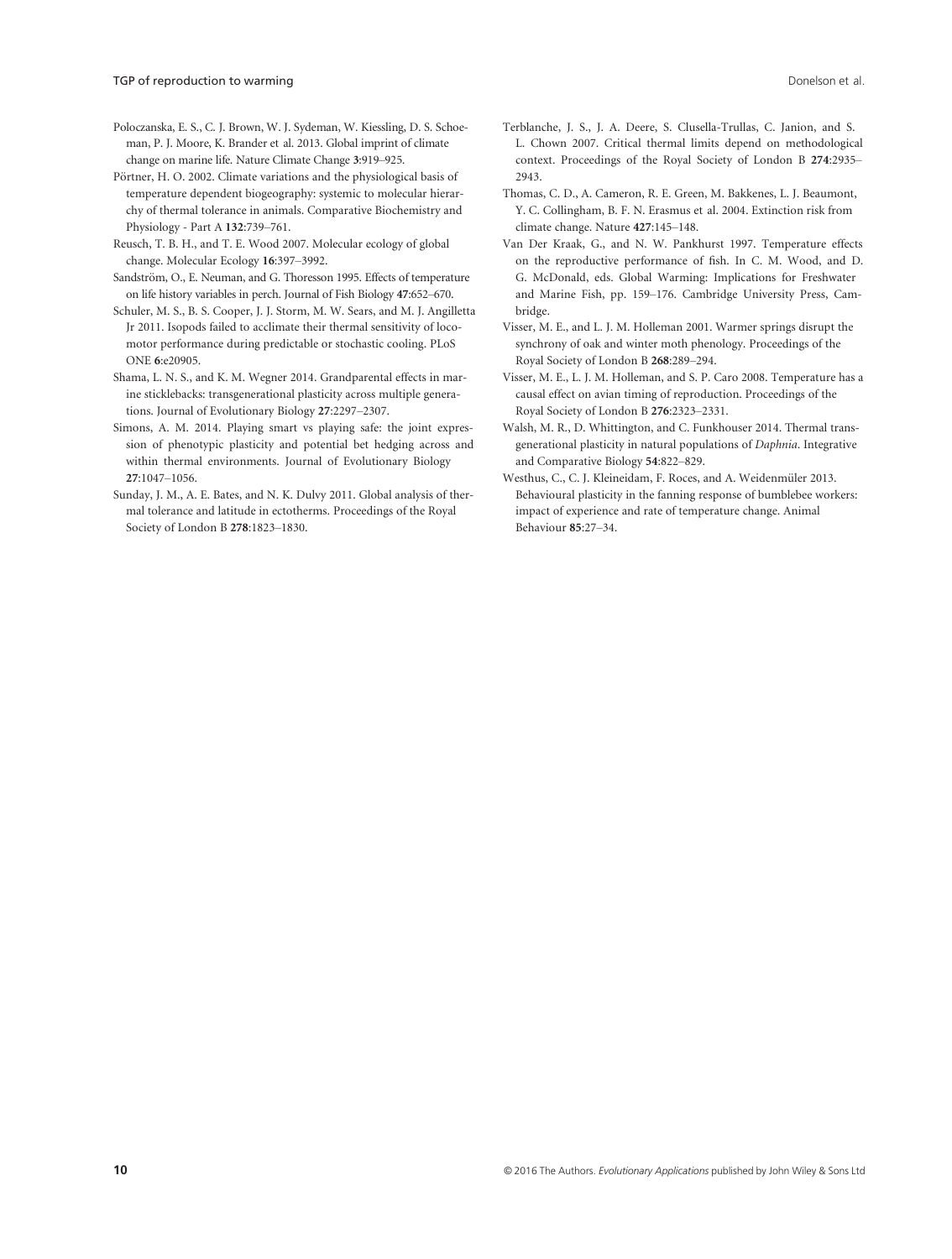Poloczanska, E. S., C. J. Brown, W. J. Sydeman, W. Kiessling, D. S. Schoeman, P. J. Moore, K. Brander et al. 2013. Global imprint of climate change on marine life. Nature Climate Change **3**:919–925.

Pörtner, H. O. 2002. Climate variations and the physiological basis of temperature dependent biogeography: systemic to molecular hierarchy of thermal tolerance in animals. Comparative Biochemistry and Physiology - Part A **132**:739–761.

Reusch, T. B. H., and T. E. Wood 2007. Molecular ecology of global change. Molecular Ecology **16**:397–3992.

Sandström, O., E. Neuman, and G. Thoresson 1995. Effects of temperature on life history variables in perch. Journal of Fish Biology **47**:652–670.

Schuler, M. S., B. S. Cooper, J. J. Storm, M. W. Sears, and M. J. Angilletta Jr 2011. Isopods failed to acclimate their thermal sensitivity of locomotor performance during predictable or stochastic cooling. PLoS ONE **6**:e20905.

Shama, L. N. S., and K. M. Wegner 2014. Grandparental effects in marine sticklebacks: transgenerational plasticity across multiple generations. Journal of Evolutionary Biology **27**:2297–2307.

Simons, A. M. 2014. Playing smart vs playing safe: the joint expression of phenotypic plasticity and potential bet hedging across and within thermal environments. Journal of Evolutionary Biology **27**:1047–1056.

Sunday, J. M., A. E. Bates, and N. K. Dulvy 2011. Global analysis of thermal tolerance and latitude in ectotherms. Proceedings of the Royal Society of London B **278**:1823–1830.

Terblanche, J. S., J. A. Deere, S. Clusella-Trullas, C. Janion, and S. L. Chown 2007. Critical thermal limits depend on methodological context. Proceedings of the Royal Society of London B **274**:2935–2943.

Thomas, C. D., A. Cameron, R. E. Green, M. Bakkenes, L. J. Beaumont, Y. C. Collingham, B. F. N. Erasmus et al. 2004. Extinction risk from climate change. Nature **427**:145–148.

Van Der Kraak, G., and N. W. Pankhurst 1997. Temperature effects on the reproductive performance of fish. In C. M. Wood, and D. G. McDonald, eds. Global Warming: Implications for Freshwater and Marine Fish, pp. 159–176. Cambridge University Press, Cambridge.

Visser, M. E., and L. J. M. Holleman 2001. Warmer springs disrupt the synchrony of oak and winter moth phenology. Proceedings of the Royal Society of London B **268**:289–294.

Visser, M. E., L. J. M. Holleman, and S. P. Caro 2008. Temperature has a causal effect on avian timing of reproduction. Proceedings of the Royal Society of London B **276**:2323–2331.

Walsh, M. R., D. Whittington, and C. Funkhouser 2014. Thermal transgenerational plasticity in natural populations of *Daphnia*. Integrative and Comparative Biology **54**:822–829.

Westhus, C., C. J. Kleineidam, F. Roces, and A. Weidenmüler 2013. Behavioural plasticity in the fanning response of bumblebee workers: impact of experience and rate of temperature change. Animal Behaviour **85**:27–34.